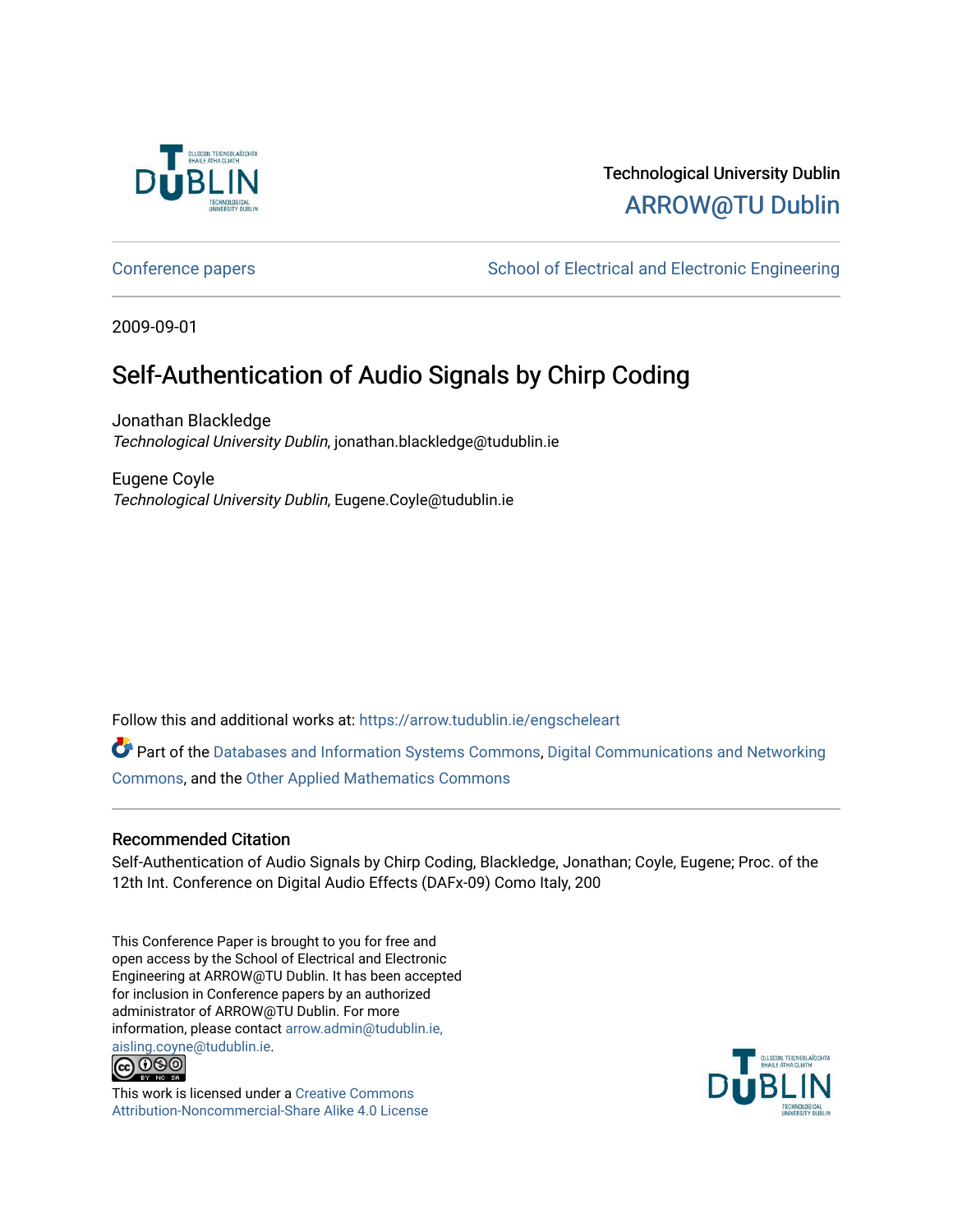Technological University Dublin

ARROW@TU Dublin

Conference papers | School of Electrical and Electronic Engineering

2009-09-01

# Self-Authentication of Audio Signals by Chirp Coding

Jonathan Blackledge
*Technological University Dublin*, jonathan.blackledge@tudublin.ie

Eugene Coyle
*Technological University Dublin*, Eugene.Coyle@tudublin.ie

Follow this and additional works at: https://arrow.tudublin.ie/engscheleart

Part of the Databases and Information Systems Commons, Digital Communications and Networking Commons, and the Other Applied Mathematics Commons

## Recommended Citation

Self-Authentication of Audio Signals by Chirp Coding, Blackledge, Jonathan; Coyle, Eugene; Proc. of the 12th Int. Conference on Digital Audio Effects (DAFx-09) Como Italy, 200

This Conference Paper is brought to you for free and open access by the School of Electrical and Electronic Engineering at ARROW@TU Dublin. It has been accepted for inclusion in Conference papers by an authorized administrator of ARROW@TU Dublin. For more information, please contact arrow.admin@tudublin.ie, aisling.coyne@tudublin.ie.

This work is licensed under a Creative Commons Attribution-Noncommercial-Share Alike 4.0 License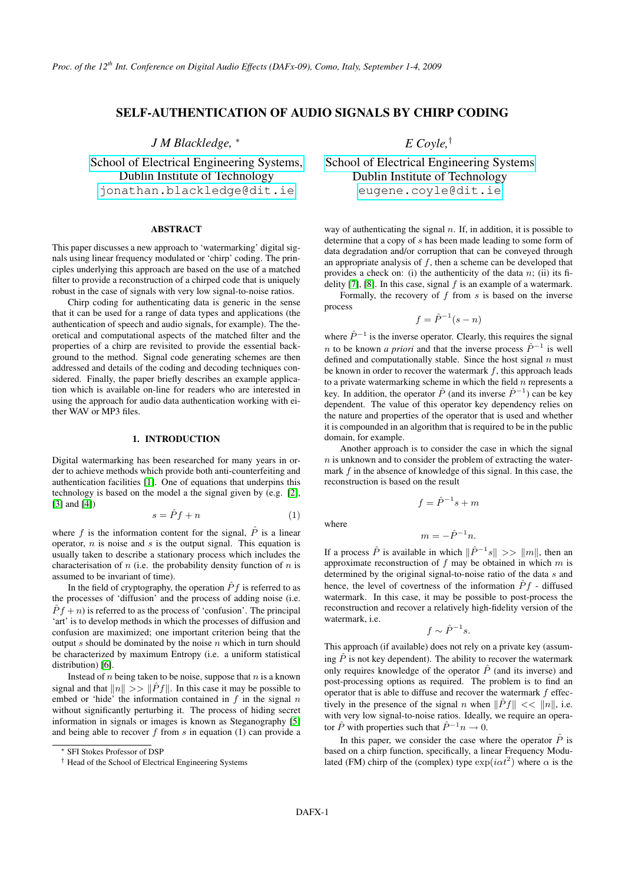# SELF-AUTHENTICATION OF AUDIO SIGNALS BY CHIRP CODING

*J M Blackledge,* [*]

School of Electrical Engineering Systems,
Dublin Institute of Technology
jonathan.blackledge@dit.ie

*E Coyle,* [†]

School of Electrical Engineering Systems
Dublin Institute of Technology
eugene.coyle@dit.ie

## ABSTRACT

This paper discusses a new approach to 'watermarking' digital signals using linear frequency modulated or 'chirp' coding. The principles underlying this approach are based on the use of a matched filter to provide a reconstruction of a chirped code that is uniquely robust in the case of signals with very low signal-to-noise ratios.

Chirp coding for authenticating data is generic in the sense that it can be used for a range of data types and applications (the authentication of speech and audio signals, for example). The theoretical and computational aspects of the matched filter and the properties of a chirp are revisited to provide the essential background to the method. Signal code generating schemes are then addressed and details of the coding and decoding techniques considered. Finally, the paper briefly describes an example application which is available on-line for readers who are interested in using the approach for audio data authentication working with either WAV or MP3 files.

## 1. INTRODUCTION

Digital watermarking has been researched for many years in order to achieve methods which provide both anti-counterfeiting and authentication facilities [1]. One of equations that underpins this technology is based on the model a the signal given by (e.g. [2], [3] and [4])

$$s = \hat{P}f + n \tag{1}$$

where $f$ is the information content for the signal, $\hat{P}$ is a linear operator, $n$ is noise and $s$ is the output signal. This equation is usually taken to describe a stationary process which includes the characterisation of $n$ (i.e. the probability density function of $n$ is assumed to be invariant of time).

In the field of cryptography, the operation $\hat{P}f$ is referred to as the processes of 'diffusion' and the process of adding noise (i.e. $\hat{P}f + n$) is referred to as the process of 'confusion'. The principal 'art' is to develop methods in which the processes of diffusion and confusion are maximized; one important criterion being that the output $s$ should be dominated by the noise $n$ which in turn should be characterized by maximum Entropy (i.e. a uniform statistical distribution) [6].

Instead of $n$ being taken to be noise, suppose that $n$ is a known signal and that $\|n\| >> \|\hat{P}f\|$. In this case it may be possible to embed or 'hide' the information contained in $f$ in the signal $n$ without significantly perturbing it. The process of hiding secret information in signals or images is known as Steganography [5] and being able to recover $f$ from $s$ in equation (1) can provide a way of authenticating the signal $n$. If, in addition, it is possible to determine that a copy of $s$ has been made leading to some form of data degradation and/or corruption that can be conveyed through an appropriate analysis of $f$, then a scheme can be developed that provides a check on: (i) the authenticity of the data $n$; (ii) its fidelity [7], [8]. In this case, signal $f$ is an example of a watermark.

Formally, the recovery of $f$ from $s$ is based on the inverse process

$$f = \hat{P}^{-1}(s - n)$$

where $\hat{P}^{-1}$ is the inverse operator. Clearly, this requires the signal $n$ to be known *a priori* and that the inverse process $\hat{P}^{-1}$ is well defined and computationally stable. Since the host signal $n$ must be known in order to recover the watermark $f$, this approach leads to a private watermarking scheme in which the field $n$ represents a key. In addition, the operator $\hat{P}$ (and its inverse $\hat{P}^{-1}$) can be key dependent. The value of this operator key dependency relies on the nature and properties of the operator that is used and whether it is compounded in an algorithm that is required to be in the public domain, for example.

Another approach is to consider the case in which the signal $n$ is unknown and to consider the problem of extracting the watermark $f$ in the absence of knowledge of this signal. In this case, the reconstruction is based on the result

$$f = \hat{P}^{-1}s + m$$

where

$$m = -\hat{P}^{-1}n.$$

If a process $\hat{P}$ is available in which $\|\hat{P}^{-1}s\| >> \|m\|$, then an approximate reconstruction of $f$ may be obtained in which $m$ is determined by the original signal-to-noise ratio of the data $s$ and hence, the level of covertness of the information $\hat{P}f$ - diffused watermark. In this case, it may be possible to post-process the reconstruction and recover a relatively high-fidelity version of the watermark, i.e.

$$f \sim \hat{P}^{-1}s.$$

This approach (if available) does not rely on a private key (assuming $\hat{P}$ is not key dependent). The ability to recover the watermark only requires knowledge of the operator $\hat{P}$ (and its inverse) and post-processing options as required. The problem is to find an operator that is able to diffuse and recover the watermark $f$ effectively in the presence of the signal $n$ when $\|\hat{P}f\| << \|n\|$, i.e. with very low signal-to-noise ratios. Ideally, we require an operator $\hat{P}$ with properties such that $\hat{P}^{-1}n \rightarrow 0$.

In this paper, we consider the case where the operator $\hat{P}$ is based on a chirp function, specifically, a linear Frequency Modulated (FM) chirp of the (complex) type $\exp(i\alpha t^2)$ where $\alpha$ is the

[*] SFI Stokes Professor of DSP

[†] Head of the School of Electrical Engineering Systems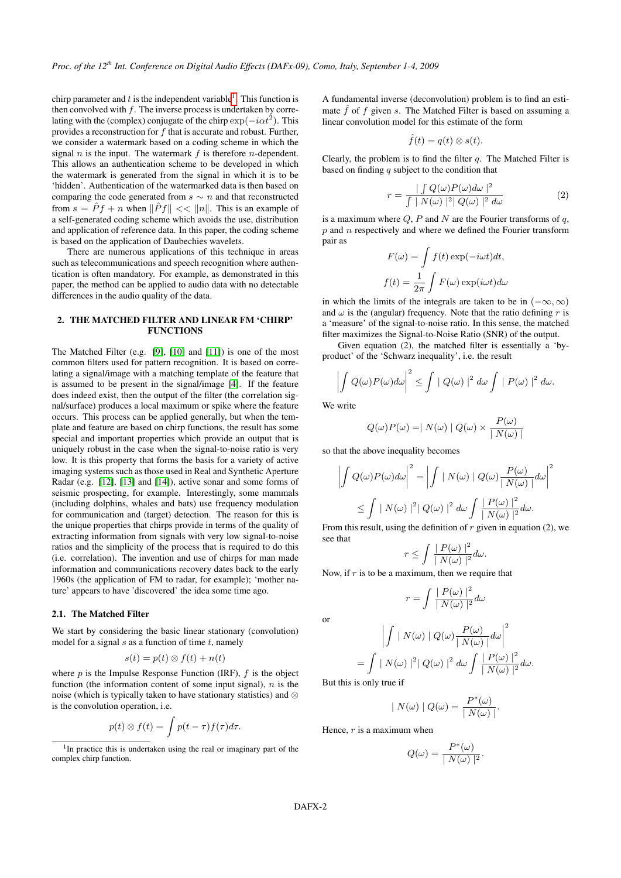chirp parameter and $t$ is the independent variable[1]. This function is then convolved with $f$. The inverse process is undertaken by correlating with the (complex) conjugate of the chirp $\exp(-i\alpha t^2)$. This provides a reconstruction for $f$ that is accurate and robust. Further, we consider a watermark based on a coding scheme in which the signal $n$ is the input. The watermark $f$ is therefore $n$-dependent. This allows an authentication scheme to be developed in which the watermark is generated from the signal in which it is to be 'hidden'. Authentication of the watermarked data is then based on comparing the code generated from $s \sim n$ and that reconstructed from $s = \hat{P}f + n$ when $\|\hat{P}f\| << \|n\|$. This is an example of a self-generated coding scheme which avoids the use, distribution and application of reference data. In this paper, the coding scheme is based on the application of Daubechies wavelets.

There are numerous applications of this technique in areas such as telecommunications and speech recognition where authentication is often mandatory. For example, as demonstrated in this paper, the method can be applied to audio data with no detectable differences in the audio quality of the data.

## 2. THE MATCHED FILTER AND LINEAR FM 'CHIRP' FUNCTIONS

The Matched Filter (e.g. [9], [10] and [11]) is one of the most common filters used for pattern recognition. It is based on correlating a signal/image with a matching template of the feature that is assumed to be present in the signal/image [4]. If the feature does indeed exist, then the output of the filter (the correlation signal/surface) produces a local maximum or spike where the feature occurs. This process can be applied generally, but when the template and feature are based on chirp functions, the result has some special and important properties which provide an output that is uniquely robust in the case when the signal-to-noise ratio is very low. It is this property that forms the basis for a variety of active imaging systems such as those used in Real and Synthetic Aperture Radar (e.g. [12], [13] and [14]), active sonar and some forms of seismic prospecting, for example. Interestingly, some mammals (including dolphins, whales and bats) use frequency modulation for communication and (target) detection. The reason for this is the unique properties that chirps provide in terms of the quality of extracting information from signals with very low signal-to-noise ratios and the simplicity of the process that is required to do this (i.e. correlation). The invention and use of chirps for man made information and communications recovery dates back to the early 1960s (the application of FM to radar, for example); 'mother nature' appears to have 'discovered' the idea some time ago.

### 2.1. The Matched Filter

We start by considering the basic linear stationary (convolution) model for a signal $s$ as a function of time $t$, namely

$$s(t) = p(t) \otimes f(t) + n(t)$$

where $p$ is the Impulse Response Function (IRF), $f$ is the object function (the information content of some input signal), $n$ is the noise (which is typically taken to have stationary statistics) and $\otimes$ is the convolution operation, i.e.

$$p(t) \otimes f(t) = \int p(t-\tau) f(\tau) d\tau.$$

A fundamental inverse (deconvolution) problem is to find an estimate $\hat{f}$ of $f$ given $s$. The Matched Filter is based on assuming a linear convolution model for this estimate of the form

$$\hat{f}(t) = q(t) \otimes s(t).$$

Clearly, the problem is to find the filter $q$. The Matched Filter is based on finding $q$ subject to the condition that

$$r = \frac{\mid \int Q(\omega)P(\omega)d\omega \mid^2}{\int \mid N(\omega) \mid^2 \mid Q(\omega) \mid^2 d\omega} \tag{2}$$

is a maximum where $Q$, $P$ and $N$ are the Fourier transforms of $q$, $p$ and $n$ respectively and where we defined the Fourier transform pair as

$$F(\omega) = \int f(t) \exp(-i\omega t) dt,$$

$$f(t) = \frac{1}{2\pi} \int F(\omega) \exp(i\omega t) d\omega$$

in which the limits of the integrals are taken to be in $(-\infty, \infty)$ and $\omega$ is the (angular) frequency. Note that the ratio defining $r$ is a 'measure' of the signal-to-noise ratio. In this sense, the matched filter maximizes the Signal-to-Noise Ratio (SNR) of the output.

Given equation (2), the matched filter is essentially a 'by-product' of the 'Schwarz inequality', i.e. the result

$$\left| \int Q(\omega)P(\omega)d\omega \right|^2 \leq \int \mid Q(\omega) \mid^2 d\omega \int \mid P(\omega) \mid^2 d\omega.$$

We write

$$Q(\omega)P(\omega) = \mid N(\omega) \mid Q(\omega) \times \frac{P(\omega)}{\mid N(\omega) \mid}$$

so that the above inequality becomes

$$\left| \int Q(\omega)P(\omega)d\omega \right|^2 = \left| \int \mid N(\omega) \mid Q(\omega) \frac{P(\omega)}{\mid N(\omega) \mid} d\omega \right|^2$$

$$\leq \int \mid N(\omega) \mid^2 \mid Q(\omega) \mid^2 d\omega \int \frac{\mid P(\omega) \mid^2}{\mid N(\omega) \mid^2} d\omega.$$

From this result, using the definition of $r$ given in equation (2), we see that

$$r \leq \int \frac{\mid P(\omega) \mid^2}{\mid N(\omega) \mid^2} d\omega.$$

Now, if $r$ is to be a maximum, then we require that

$$r = \int \frac{\mid P(\omega) \mid^2}{\mid N(\omega) \mid^2} d\omega$$

or

$$\left| \int \mid N(\omega) \mid Q(\omega) \frac{P(\omega)}{\mid N(\omega) \mid} d\omega \right|^2$$

$$= \int \mid N(\omega) \mid^2 \mid Q(\omega) \mid^2 d\omega \int \frac{\mid P(\omega) \mid^2}{\mid N(\omega) \mid^2} d\omega.$$

But this is only true if

$$\mid N(\omega) \mid Q(\omega) = \frac{P^*(\omega)}{\mid N(\omega) \mid}.$$

Hence, $r$ is a maximum when

$$Q(\omega) = \frac{P^*(\omega)}{\mid N(\omega) \mid^2}.$$

[1] In practice this is undertaken using the real or imaginary part of the complex chirp function.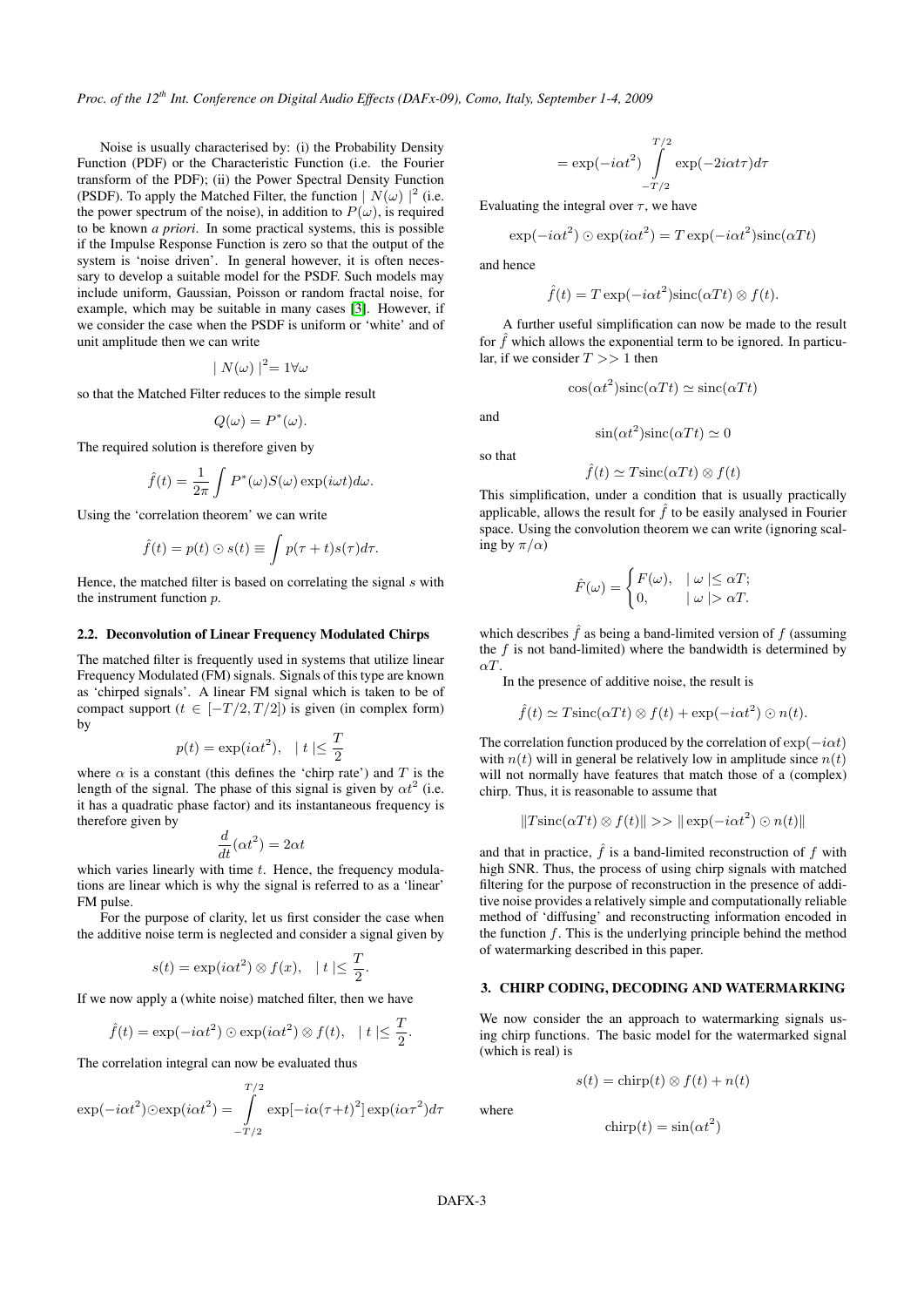Noise is usually characterised by: (i) the Probability Density Function (PDF) or the Characteristic Function (i.e. the Fourier transform of the PDF); (ii) the Power Spectral Density Function (PSDF). To apply the Matched Filter, the function $\mid N(\omega) \mid^2$ (i.e. the power spectrum of the noise), in addition to $P(\omega)$, is required to be known *a priori*. In some practical systems, this is possible if the Impulse Response Function is zero so that the output of the system is 'noise driven'. In general however, it is often necessary to develop a suitable model for the PSDF. Such models may include uniform, Gaussian, Poisson or random fractal noise, for example, which may be suitable in many cases [3]. However, if we consider the case when the PSDF is uniform or 'white' and of unit amplitude then we can write

$$\mid N(\omega) \mid^2 = 1 \forall \omega$$

so that the Matched Filter reduces to the simple result

$$Q(\omega) = P^*(\omega).$$

The required solution is therefore given by

$$\hat{f}(t) = \frac{1}{2\pi} \int P^*(\omega) S(\omega) \exp(i\omega t) d\omega.$$

Using the 'correlation theorem' we can write

$$\hat{f}(t) = p(t) \odot s(t) \equiv \int p(\tau + t) s(\tau) d\tau.$$

Hence, the matched filter is based on correlating the signal $s$ with the instrument function $p$.

### 2.2. Deconvolution of Linear Frequency Modulated Chirps

The matched filter is frequently used in systems that utilize linear Frequency Modulated (FM) signals. Signals of this type are known as 'chirped signals'. A linear FM signal which is taken to be of compact support ($t \in [-T/2, T/2]$) is given (in complex form) by

$$p(t) = \exp(i\alpha t^2), \quad \mid t \mid \leq \frac{T}{2}$$

where $\alpha$ is a constant (this defines the 'chirp rate') and $T$ is the length of the signal. The phase of this signal is given by $\alpha t^2$ (i.e. it has a quadratic phase factor) and its instantaneous frequency is therefore given by

$$\frac{d}{dt}(\alpha t^2) = 2\alpha t$$

which varies linearly with time $t$. Hence, the frequency modulations are linear which is why the signal is referred to as a 'linear' FM pulse.

For the purpose of clarity, let us first consider the case when the additive noise term is neglected and consider a signal given by

$$s(t) = \exp(i\alpha t^2) \otimes f(x), \quad \mid t \mid \leq \frac{T}{2}.$$

If we now apply a (white noise) matched filter, then we have

$$\hat{f}(t) = \exp(-i\alpha t^2) \odot \exp(i\alpha t^2) \otimes f(t), \quad \mid t \mid \leq \frac{T}{2}.$$

The correlation integral can now be evaluated thus

$$\exp(-i\alpha t^2) \odot \exp(i\alpha t^2) = \int_{-T/2}^{T/2} \exp[-i\alpha(\tau + t)^2] \exp(i\alpha\tau^2) d\tau$$

$$= \exp(-i\alpha t^2) \int_{-T/2}^{T/2} \exp(-2i\alpha t\tau) d\tau$$

Evaluating the integral over $\tau$, we have

$$\exp(-i\alpha t^2) \odot \exp(i\alpha t^2) = T \exp(-i\alpha t^2) \text{sinc}(\alpha T t)$$

and hence

$$\hat{f}(t) = T \exp(-i\alpha t^2) \text{sinc}(\alpha T t) \otimes f(t).$$

A further useful simplification can now be made to the result for $\hat{f}$ which allows the exponential term to be ignored. In particular, if we consider $T >> 1$ then

$$\cos(\alpha t^2) \text{sinc}(\alpha T t) \simeq \text{sinc}(\alpha T t)$$

and

$$\sin(\alpha t^2) \text{sinc}(\alpha T t) \simeq 0$$

so that

$$\hat{f}(t) \simeq T \text{sinc}(\alpha T t) \otimes f(t)$$

This simplification, under a condition that is usually practically applicable, allows the result for $\hat{f}$ to be easily analysed in Fourier space. Using the convolution theorem we can write (ignoring scaling by $\pi/\alpha$)

$$\hat{F}(\omega) = \begin{cases} F(\omega), & \mid \omega \mid \leq \alpha T; \\ 0, & \mid \omega \mid > \alpha T. \end{cases}$$

which describes $\hat{f}$ as being a band-limited version of $f$ (assuming the $f$ is not band-limited) where the bandwidth is determined by $\alpha T$.

In the presence of additive noise, the result is

$$\hat{f}(t) \simeq T \text{sinc}(\alpha T t) \otimes f(t) + \exp(-i\alpha t^2) \odot n(t).$$

The correlation function produced by the correlation of $\exp(-i\alpha t)$ with $n(t)$ will in general be relatively low in amplitude since $n(t)$ will not normally have features that match those of a (complex) chirp. Thus, it is reasonable to assume that

$$\| T \text{sinc}(\alpha T t) \otimes f(t) \| >> \| \exp(-i\alpha t^2) \odot n(t) \|$$

and that in practice, $\hat{f}$ is a band-limited reconstruction of $f$ with high SNR. Thus, the process of using chirp signals with matched filtering for the purpose of reconstruction in the presence of additive noise provides a relatively simple and computationally reliable method of 'diffusing' and reconstructing information encoded in the function $f$. This is the underlying principle behind the method of watermarking described in this paper.

## 3. CHIRP CODING, DECODING AND WATERMARKING

We now consider the an approach to watermarking signals using chirp functions. The basic model for the watermarked signal (which is real) is

$$s(t) = \text{chirp}(t) \otimes f(t) + n(t)$$

where

$$\text{chirp}(t) = \sin(\alpha t^2)$$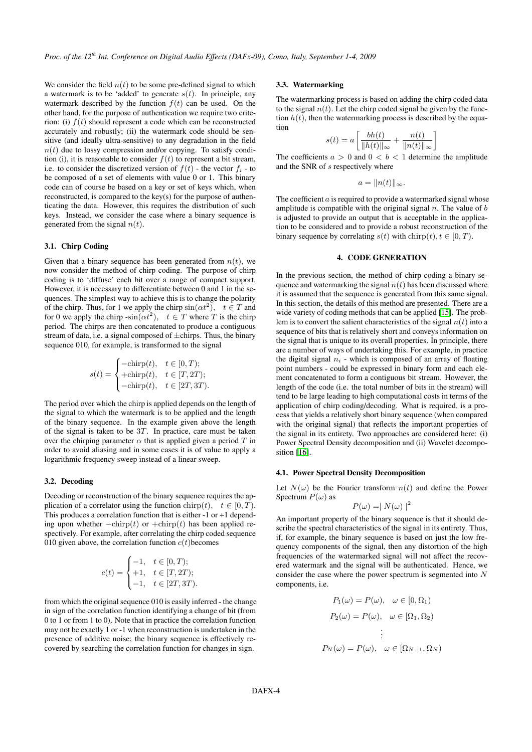We consider the field $n(t)$ to be some pre-defined signal to which a watermark is to be 'added' to generate $s(t)$. In principle, any watermark described by the function $f(t)$ can be used. On the other hand, for the purpose of authentication we require two criterion: (i) $f(t)$ should represent a code which can be reconstructed accurately and robustly; (ii) the watermark code should be sensitive (and ideally ultra-sensitive) to any degradation in the field $n(t)$ due to lossy compression and/or copying. To satisfy condition (i), it is reasonable to consider $f(t)$ to represent a bit stream, i.e. to consider the discretized version of $f(t)$ - the vector $f_i$ - to be composed of a set of elements with value 0 or 1. This binary code can of course be based on a key or set of keys which, when reconstructed, is compared to the key(s) for the purpose of authenticating the data. However, this requires the distribution of such keys. Instead, we consider the case where a binary sequence is generated from the signal $n(t)$.

### 3.1. Chirp Coding

Given that a binary sequence has been generated from $n(t)$, we now consider the method of chirp coding. The purpose of chirp coding is to 'diffuse' each bit over a range of compact support. However, it is necessary to differentiate between 0 and 1 in the sequences. The simplest way to achieve this is to change the polarity of the chirp. Thus, for 1 we apply the chirp $\sin(\alpha t^2)$, $t \in T$ and for 0 we apply the chirp $-\sin(\alpha t^2)$, $t \in T$ where $T$ is the chirp period. The chirps are then concatenated to produce a contiguous stream of data, i.e. a signal composed of $\pm$chirps. Thus, the binary sequence 010, for example, is transformed to the signal

$$s(t) = \begin{cases} -\text{chirp}(t), & t \in [0, T); \\ +\text{chirp}(t), & t \in [T, 2T); \\ -\text{chirp}(t), & t \in [2T, 3T). \end{cases}$$

The period over which the chirp is applied depends on the length of the signal to which the watermark is to be applied and the length of the binary sequence. In the example given above the length of the signal is taken to be $3T$. In practice, care must be taken over the chirping parameter $\alpha$ that is applied given a period $T$ in order to avoid aliasing and in some cases it is of value to apply a logarithmic frequency sweep instead of a linear sweep.

### 3.2. Decoding

Decoding or reconstruction of the binary sequence requires the application of a correlator using the function $\text{chirp}(t)$, $t \in [0, T)$. This produces a correlation function that is either -1 or +1 depending upon whether $-\text{chirp}(t)$ or $+\text{chirp}(t)$ has been applied respectively. For example, after correlating the chirp coded sequence 010 given above, the correlation function $c(t)$becomes

$$c(t) = \begin{cases} -1, & t \in [0, T); \\ +1, & t \in [T, 2T); \\ -1, & t \in [2T, 3T). \end{cases}$$

from which the original sequence 010 is easily inferred - the change in sign of the correlation function identifying a change of bit (from 0 to 1 or from 1 to 0). Note that in practice the correlation function may not be exactly 1 or -1 when reconstruction is undertaken in the presence of additive noise; the binary sequence is effectively recovered by searching the correlation function for changes in sign.

### 3.3. Watermarking

The watermarking process is based on adding the chirp coded data to the signal $n(t)$. Let the chirp coded signal be given by the function $h(t)$, then the watermarking process is described by the equation

$$s(t) = a\left[\frac{bh(t)}{\|h(t)\|_\infty} + \frac{n(t)}{\|n(t)\|_\infty}\right]$$

The coefficients $a > 0$ and $0 < b < 1$ determine the amplitude and the SNR of $s$ respectively where

$$a = \|n(t)\|_\infty.$$

The coefficient $a$ is required to provide a watermarked signal whose amplitude is compatible with the original signal $n$. The value of $b$ is adjusted to provide an output that is acceptable in the application to be considered and to provide a robust reconstruction of the binary sequence by correlating $s(t)$ with $\text{chirp}(t), t \in [0, T)$.

## 4. CODE GENERATION

In the previous section, the method of chirp coding a binary sequence and watermarking the signal $n(t)$ has been discussed where it is assumed that the sequence is generated from this same signal. In this section, the details of this method are presented. There are a wide variety of coding methods that can be applied [15]. The problem is to convert the salient characteristics of the signal $n(t)$ into a sequence of bits that is relatively short and conveys information on the signal that is unique to its overall properties. In principle, there are a number of ways of undertaking this. For example, in practice the digital signal $n_i$ - which is composed of an array of floating point numbers - could be expressed in binary form and each element concatenated to form a contiguous bit stream. However, the length of the code (i.e. the total number of bits in the stream) will tend to be large leading to high computational costs in terms of the application of chirp coding/decoding. What is required, is a process that yields a relatively short binary sequence (when compared with the original signal) that reflects the important properties of the signal in its entirety. Two approaches are considered here: (i) Power Spectral Density decomposition and (ii) Wavelet decomposition [16].

### 4.1. Power Spectral Density Decomposition

Let $N(\omega)$ be the Fourier transform $n(t)$ and define the Power Spectrum $P(\omega)$ as

$$P(\omega) = \mid N(\omega) \mid^2$$

An important property of the binary sequence is that it should describe the spectral characteristics of the signal in its entirety. Thus, if, for example, the binary sequence is based on just the low frequency components of the signal, then any distortion of the high frequencies of the watermarked signal will not affect the recovered watermark and the signal will be authenticated. Hence, we consider the case where the power spectrum is segmented into $N$ components, i.e.

$$P_1(\omega) = P(\omega), \quad \omega \in [0, \Omega_1)$$

$$P_2(\omega) = P(\omega), \quad \omega \in [\Omega_1, \Omega_2)$$

$$\vdots$$

$$P_N(\omega) = P(\omega), \quad \omega \in [\Omega_{N-1}, \Omega_N)$$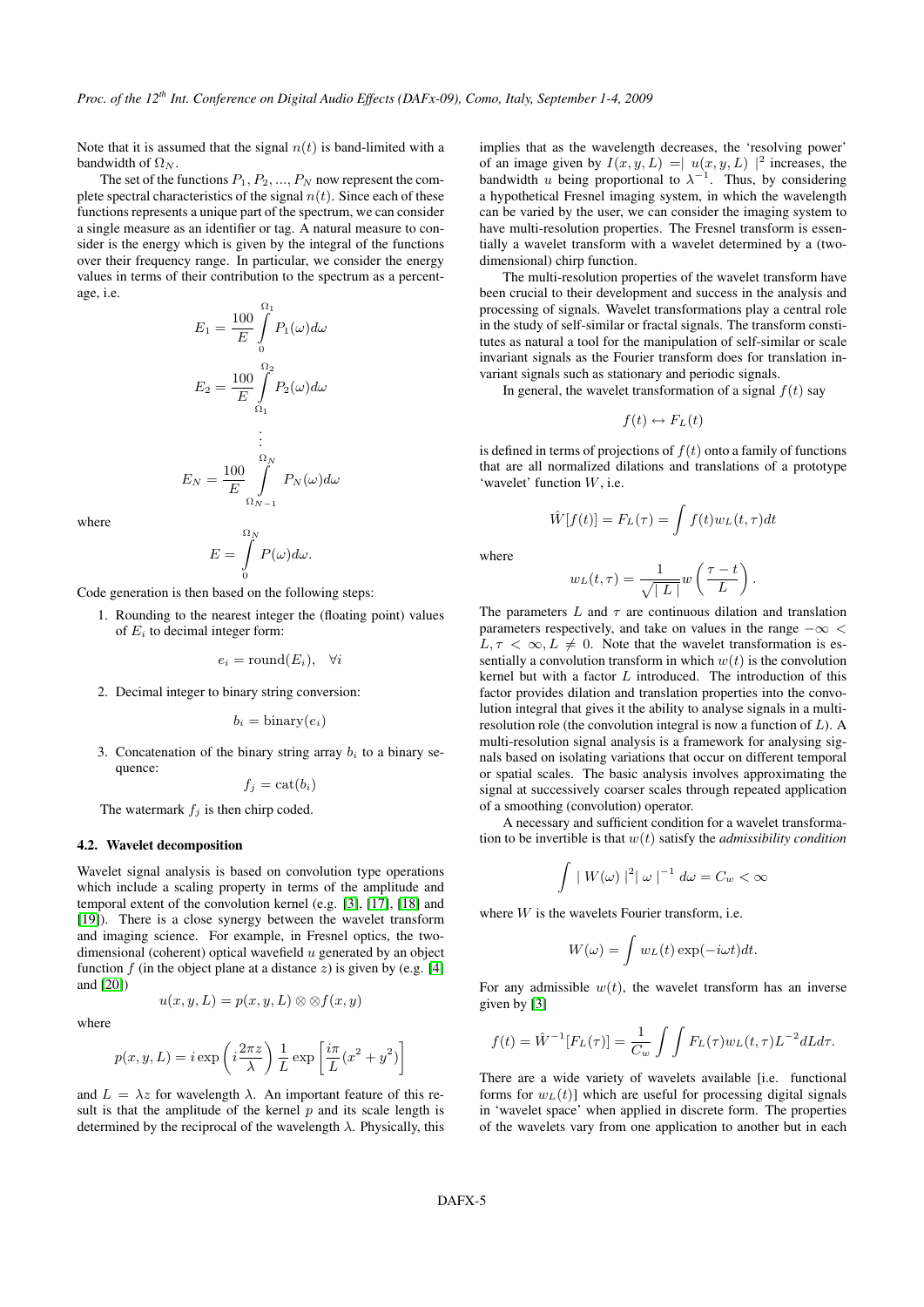Note that it is assumed that the signal $n(t)$ is band-limited with a bandwidth of $\Omega_N$.

The set of the functions $P_1, P_2, ..., P_N$ now represent the complete spectral characteristics of the signal $n(t)$. Since each of these functions represents a unique part of the spectrum, we can consider a single measure as an identifier or tag. A natural measure to consider is the energy which is given by the integral of the functions over their frequency range. In particular, we consider the energy values in terms of their contribution to the spectrum as a percentage, i.e.

$$E_1 = \frac{100}{E} \int_0^{\Omega_1} P_1(\omega) d\omega$$

$$E_2 = \frac{100}{E} \int_{\Omega_1}^{\Omega_2} P_2(\omega) d\omega$$

$$\vdots$$

$$E_N = \frac{100}{E} \int_{\Omega_{N-1}}^{\Omega_N} P_N(\omega) d\omega$$

where

$$E = \int_0^{\Omega_N} P(\omega) d\omega.$$

Code generation is then based on the following steps:

1. Rounding to the nearest integer the (floating point) values of $E_i$ to decimal integer form:

$$e_i = \text{round}(E_i), \quad \forall i$$

2. Decimal integer to binary string conversion:

$$b_i = \text{binary}(e_i)$$

3. Concatenation of the binary string array $b_i$ to a binary sequence:

$$f_j = \text{cat}(b_i)$$

The watermark $f_j$ is then chirp coded.

### 4.2. Wavelet decomposition

Wavelet signal analysis is based on convolution type operations which include a scaling property in terms of the amplitude and temporal extent of the convolution kernel (e.g. [3], [17], [18] and [19]). There is a close synergy between the wavelet transform and imaging science. For example, in Fresnel optics, the two-dimensional (coherent) optical wavefield $u$ generated by an object function $f$ (in the object plane at a distance $z$) is given by (e.g. [4] and [20])

$$u(x, y, L) = p(x, y, L) \otimes \otimes f(x, y)$$

where

$$p(x, y, L) = i \exp\left(i \frac{2\pi z}{\lambda}\right) \frac{1}{L} \exp\left[\frac{i\pi}{L}(x^2 + y^2)\right]$$

and $L = \lambda z$ for wavelength $\lambda$. An important feature of this result is that the amplitude of the kernel $p$ and its scale length is determined by the reciprocal of the wavelength $\lambda$. Physically, this implies that as the wavelength decreases, the 'resolving power' of an image given by $I(x, y, L) = \mid u(x, y, L) \mid^2$ increases, the bandwidth $u$ being proportional to $\lambda^{-1}$. Thus, by considering a hypothetical Fresnel imaging system, in which the wavelength can be varied by the user, we can consider the imaging system to have multi-resolution properties. The Fresnel transform is essentially a wavelet transform with a wavelet determined by a (two-dimensional) chirp function.

The multi-resolution properties of the wavelet transform have been crucial to their development and success in the analysis and processing of signals. Wavelet transformations play a central role in the study of self-similar or fractal signals. The transform constitutes as natural a tool for the manipulation of self-similar or scale invariant signals as the Fourier transform does for translation invariant signals such as stationary and periodic signals.

In general, the wavelet transformation of a signal $f(t)$ say

$$f(t) \leftrightarrow F_L(t)$$

is defined in terms of projections of $f(t)$ onto a family of functions that are all normalized dilations and translations of a prototype 'wavelet' function $W$, i.e.

$$\hat{W}[f(t)] = F_L(\tau) = \int f(t) w_L(t, \tau) dt$$

where

$$w_L(t, \tau) = \frac{1}{\sqrt{\mid L \mid}} w\left(\frac{\tau - t}{L}\right).$$

The parameters $L$ and $\tau$ are continuous dilation and translation parameters respectively, and take on values in the range $-\infty < L, \tau < \infty, L \neq 0$. Note that the wavelet transformation is essentially a convolution transform in which $w(t)$ is the convolution kernel but with a factor $L$ introduced. The introduction of this factor provides dilation and translation properties into the convolution integral that gives it the ability to analyse signals in a multi-resolution role (the convolution integral is now a function of $L$). A multi-resolution signal analysis is a framework for analysing signals based on isolating variations that occur on different temporal or spatial scales. The basic analysis involves approximating the signal at successively coarser scales through repeated application of a smoothing (convolution) operator.

A necessary and sufficient condition for a wavelet transformation to be invertible is that $w(t)$ satisfy the *admissibility condition*

$$\int \mid W(\omega) \mid^2 \mid \omega \mid^{-1} d\omega = C_w < \infty$$

where $W$ is the wavelets Fourier transform, i.e.

$$W(\omega) = \int w_L(t) \exp(-i\omega t) dt.$$

For any admissible $w(t)$, the wavelet transform has an inverse given by [3]

$$f(t) = \hat{W}^{-1}[F_L(\tau)] = \frac{1}{C_w} \int \int F_L(\tau) w_L(t, \tau) L^{-2} dL d\tau.$$

There are a wide variety of wavelets available [i.e. functional forms for $w_L(t)$] which are useful for processing digital signals in 'wavelet space' when applied in discrete form. The properties of the wavelets vary from one application to another but in each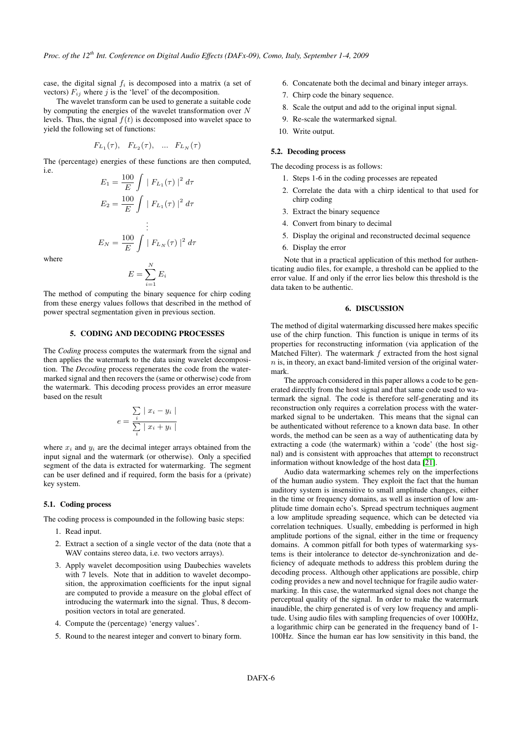case, the digital signal $f_i$ is decomposed into a matrix (a set of vectors) $F_{ij}$ where $j$ is the 'level' of the decomposition.

The wavelet transform can be used to generate a suitable code by computing the energies of the wavelet transformation over $N$ levels. Thus, the signal $f(t)$ is decomposed into wavelet space to yield the following set of functions:

$$F_{L_1}(\tau), \quad F_{L_2}(\tau), \quad ... \quad F_{L_N}(\tau)$$

The (percentage) energies of these functions are then computed, i.e.

$$E_1 = \frac{100}{E} \int \mid F_{L_1}(\tau) \mid^2 d\tau$$

$$E_2 = \frac{100}{E} \int \mid F_{L_1}(\tau) \mid^2 d\tau$$

$$\vdots$$

$$E_N = \frac{100}{E} \int \mid F_{L_N}(\tau) \mid^2 d\tau$$

where

$$E = \sum_{i=1}^{N} E_i$$

The method of computing the binary sequence for chirp coding from these energy values follows that described in the method of power spectral segmentation given in previous section.

## 5. CODING AND DECODING PROCESSES

The *Coding* process computes the watermark from the signal and then applies the watermark to the data using wavelet decomposition. The *Decoding* process regenerates the code from the watermarked signal and then recovers the (same or otherwise) code from the watermark. This decoding process provides an error measure based on the result

$$e = \frac{\sum_i \mid x_i - y_i \mid}{\sum_i \mid x_i + y_i \mid}$$

where $x_i$ and $y_i$ are the decimal integer arrays obtained from the input signal and the watermark (or otherwise). Only a specified segment of the data is extracted for watermarking. The segment can be user defined and if required, form the basis for a (private) key system.

### 5.1. Coding process

The coding process is compounded in the following basic steps:

1. Read input.
2. Extract a section of a single vector of the data (note that a WAV contains stereo data, i.e. two vectors arrays).
3. Apply wavelet decomposition using Daubechies wavelets with 7 levels. Note that in addition to wavelet decomposition, the approximation coefficients for the input signal are computed to provide a measure on the global effect of introducing the watermark into the signal. Thus, 8 decomposition vectors in total are generated.
4. Compute the (percentage) 'energy values'.
5. Round to the nearest integer and convert to binary form.
6. Concatenate both the decimal and binary integer arrays.
7. Chirp code the binary sequence.
8. Scale the output and add to the original input signal.
9. Re-scale the watermarked signal.
10. Write output.

### 5.2. Decoding process

The decoding process is as follows:

1. Steps 1-6 in the coding processes are repeated
2. Correlate the data with a chirp identical to that used for chirp coding
3. Extract the binary sequence
4. Convert from binary to decimal
5. Display the original and reconstructed decimal sequence
6. Display the error

Note that in a practical application of this method for authenticating audio files, for example, a threshold can be applied to the error value. If and only if the error lies below this threshold is the data taken to be authentic.

## 6. DISCUSSION

The method of digital watermarking discussed here makes specific use of the chirp function. This function is unique in terms of its properties for reconstructing information (via application of the Matched Filter). The watermark $f$ extracted from the host signal $n$ is, in theory, an exact band-limited version of the original watermark.

The approach considered in this paper allows a code to be generated directly from the host signal and that same code used to watermark the signal. The code is therefore self-generating and its reconstruction only requires a correlation process with the watermarked signal to be undertaken. This means that the signal can be authenticated without reference to a known data base. In other words, the method can be seen as a way of authenticating data by extracting a code (the watermark) within a 'code' (the host signal) and is consistent with approaches that attempt to reconstruct information without knowledge of the host data [21].

Audio data watermarking schemes rely on the imperfections of the human audio system. They exploit the fact that the human auditory system is insensitive to small amplitude changes, either in the time or frequency domains, as well as insertion of low amplitude time domain echo's. Spread spectrum techniques augment a low amplitude spreading sequence, which can be detected via correlation techniques. Usually, embedding is performed in high amplitude portions of the signal, either in the time or frequency domains. A common pitfall for both types of watermarking systems is their intolerance to detector de-synchronization and deficiency of adequate methods to address this problem during the decoding process. Although other applications are possible, chirp coding provides a new and novel technique for fragile audio watermarking. In this case, the watermarked signal does not change the perceptual quality of the signal. In order to make the watermark inaudible, the chirp generated is of very low frequency and amplitude. Using audio files with sampling frequencies of over 1000Hz, a logarithmic chirp can be generated in the frequency band of 1-100Hz. Since the human ear has low sensitivity in this band, the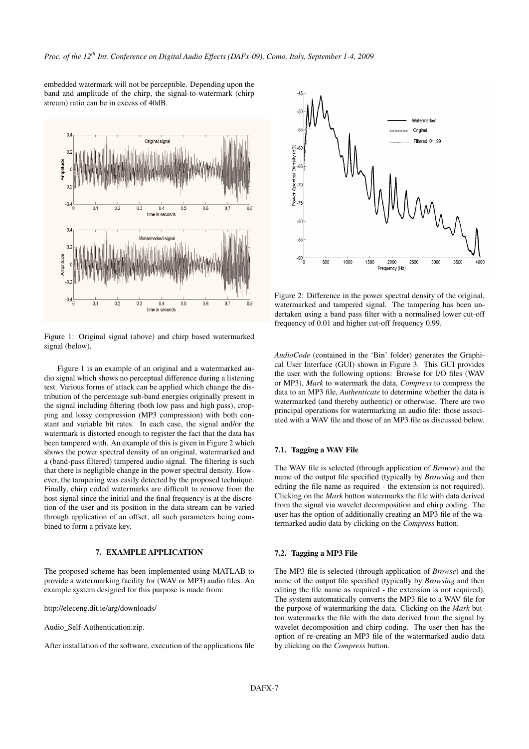embedded watermark will not be perceptible. Depending upon the band and amplitude of the chirp, the signal-to-watermark (chirp stream) ratio can be in excess of 40dB.

Figure 1: Original signal (above) and chirp based watermarked signal (below).

Figure 1 is an example of an original and a watermarked audio signal which shows no perceptual difference during a listening test. Various forms of attack can be applied which change the distribution of the percentage sub-band energies originally present in the signal including filtering (both low pass and high pass), cropping and lossy compression (MP3 compression) with both constant and variable bit rates. In each case, the signal and/or the watermark is distorted enough to register the fact that the data has been tampered with. An example of this is given in Figure 2 which shows the power spectral density of an original, watermarked and a (band-pass filtered) tampered audio signal. The filtering is such that there is negligible change in the power spectral density. However, the tampering was easily detected by the proposed technique. Finally, chirp coded watermarks are difficult to remove from the host signal since the initial and the final frequency is at the discretion of the user and its position in the data stream can be varied through application of an offset, all such parameters being combined to form a private key.

## 7. EXAMPLE APPLICATION

The proposed scheme has been implemented using MATLAB to provide a watermarking facility for (WAV or MP3) audio files. An example system designed for this purpose is made from:

http://eleceng.dit.ie/arg/downloads/

Audio_Self-Authentication.zip.

After installation of the software, execution of the applications file

Figure 2: Difference in the power spectral density of the original, watermarked and tampered signal. The tampering has been undertaken using a band pass filter with a normalised lower cut-off frequency of 0.01 and higher cut-off frequency 0.99.

*AudioCode* (contained in the 'Bin' folder) generates the Graphical User Interface (GUI) shown in Figure 3. This GUI provides the user with the following options: Browse for I/O files (WAV or MP3), *Mark* to watermark the data, *Compress* to compress the data to an MP3 file, *Authenticate* to determine whether the data is watermarked (and thereby authentic) or otherwise. There are two principal operations for watermarking an audio file: those associated with a WAV file and those of an MP3 file as discussed below.

### 7.1. Tagging a WAV File

The WAV file is selected (through application of *Browse*) and the name of the output file specified (typically by *Browsing* and then editing the file name as required - the extension is not required). Clicking on the *Mark* button watermarks the file with data derived from the signal via wavelet decomposition and chirp coding. The user has the option of additionally creating an MP3 file of the watermarked audio data by clicking on the *Compress* button.

### 7.2. Tagging a MP3 File

The MP3 file is selected (through application of *Browse*) and the name of the output file specified (typically by *Browsing* and then editing the file name as required - the extension is not required). The system automatically converts the MP3 file to a WAV file for the purpose of watermarking the data. Clicking on the *Mark* button watermarks the file with the data derived from the signal by wavelet decomposition and chirp coding. The user then has the option of re-creating an MP3 file of the watermarked audio data by clicking on the *Compress* button.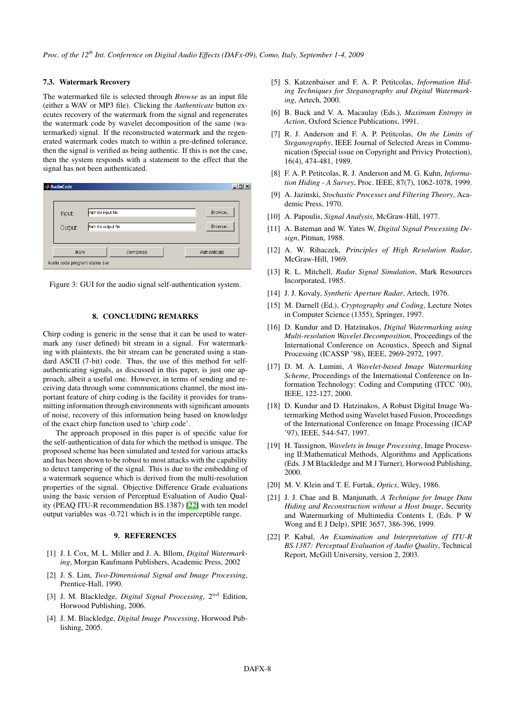### 7.3. Watermark Recovery

The watermarked file is selected through *Browse* as an input file (either a WAV or MP3 file). Clicking the *Authenticate* button executes recovery of the watermark from the signal and regenerates the watermark code by wavelet decomposition of the same (watermarked) signal. If the reconstructed watermark and the regenerated watermark codes match to within a pre-defined tolerance, then the signal is verified as being authentic. If this is not the case, then the system responds with a statement to the effect that the signal has not been authenticated.

AudioCode

Input: Path for input file Browse...

Output: Path for output file Browse...

Mark Compress Authenticate

Audio code program status bar

Figure 3: GUI for the audio signal self-authentication system.

## 8. CONCLUDING REMARKS

Chirp coding is generic in the sense that it can be used to watermark any (user defined) bit stream in a signal. For watermarking with plaintexts, the bit stream can be generated using a standard ASCII (7-bit) code. Thus, the use of this method for self-authenticating signals, as discussed in this paper, is just one approach, albeit a useful one. However, in terms of sending and receiving data through some communications channel, the most important feature of chirp coding is the facility it provides for transmitting information through environments with significant amounts of noise, recovery of this information being based on knowledge of the exact chirp function used to 'chirp code'.

The approach proposed in this paper is of specific value for the self-authentication of data for which the method is unique. The proposed scheme has been simulated and tested for various attacks and has been shown to be robust to most attacks with the capability to detect tampering of the signal. This is due to the embedding of a watermark sequence which is derived from the multi-resolution properties of the signal. Objective Difference Grade evaluations using the basic version of Perceptual Evaluation of Audio Quality (PEAQ ITU-R recommendation BS.1387) [22] with ten model output variables was -0.721 which is in the imperceptible range.

## 9. REFERENCES

[1] J. I. Cox, M. L. Miller and J. A. Bllom, *Digital Watermarking*, Morgan Kaufmann Publishers, Academic Press, 2002

[2] J. S. Lim, *Two-Dimensional Signal and Image Processing*, Prentice-Hall, 1990.

[3] J. M. Blackledge, *Digital Signal Processing*, 2nd Edition, Horwood Publishing, 2006.

[4] J. M. Blackledge, *Digital Image Processing*, Horwood Publishing, 2005.

[5] S. Katzenbaiser and F. A. P. Petitcolas, *Information Hiding Techniques for Steganography and Digital Watermarking*, Artech, 2000.

[6] B. Buck and V. A. Macaulay (Eds.), *Maximum Entropy in Action*, Oxford Science Publications, 1991.

[7] R. J. Anderson and F. A. P. Petitcolas, *On the Limits of Steganography*, IEEE Journal of Selected Areas in Communication (Special issue on Copyright and Privacy Protection), 16(4), 474-481, 1989.

[8] F. A. P. Petitcolas, R. J. Anderson and M. G. Kuhn, *Information Hiding - A Survey*, Proc. IEEE, 87(7), 1062-1078, 1999.

[9] A. Jazinski, *Stochastic Processes and Filtering Theory*, Academic Press, 1970.

[10] A. Papoulis, *Signal Analysis*, McGraw-Hill, 1977.

[11] A. Bateman and W. Yates W, *Digital Signal Processing Design*, Pitman, 1988.

[12] A. W. Rihaczek, *Principles of High Resolution Radar*, McGraw-Hill, 1969.

[13] R. L. Mitchell, *Radar Signal Simulation*, Mark Resources Incorporated, 1985.

[14] J. J. Kovaly, *Synthetic Aperture Radar*, Artech, 1976.

[15] M. Darnell (Ed.), *Cryptography and Coding*, Lecture Notes in Computer Science (1355), Springer, 1997.

[16] D. Kundur and D. Hatzinakos, *Digital Watermarking using Multi-resolution Wavelet Decomposition*, Proceedings of the International Conference on Acoustics, Speech and Signal Processing (ICASSP '98), IEEE, 2969-2972, 1997.

[17] D. M. A. Lumini, *A Wavelet-based Image Watermarking Scheme*, Proceedings of the International Conference on Information Technology: Coding and Computing (ITCC '00), IEEE, 122-127, 2000.

[18] D. Kundur and D. Hatzinakos, A Robust Digital Image Watermarking Method using Wavelet based Fusion, Proceedings of the International Conference on Image Processing (ICAP '97), IEEE, 544-547, 1997.

[19] H. Tassignon, *Wavelets in Image Processing*, Image Processing II:Mathematical Methods, Algorithms and Applications (Eds. J M Blackledge and M J Turner), Horwood Publishing, 2000.

[20] M. V. Klein and T. E. Furtak, *Optics*, Wiley, 1986.

[21] J. J. Chae and B. Manjunath, *A Technique for Image Data Hiding and Reconstruction without a Host Image*, Security and Watermarking of Multimedia Contents I, (Eds. P W Wong and E J Delp), SPIE 3657, 386-396, 1999.

[22] P. Kabal, *An Examination and Interpretation of ITU-R BS.1387: Perceptual Evaluation of Audio Quality*, Technical Report, McGill University, version 2, 2003.